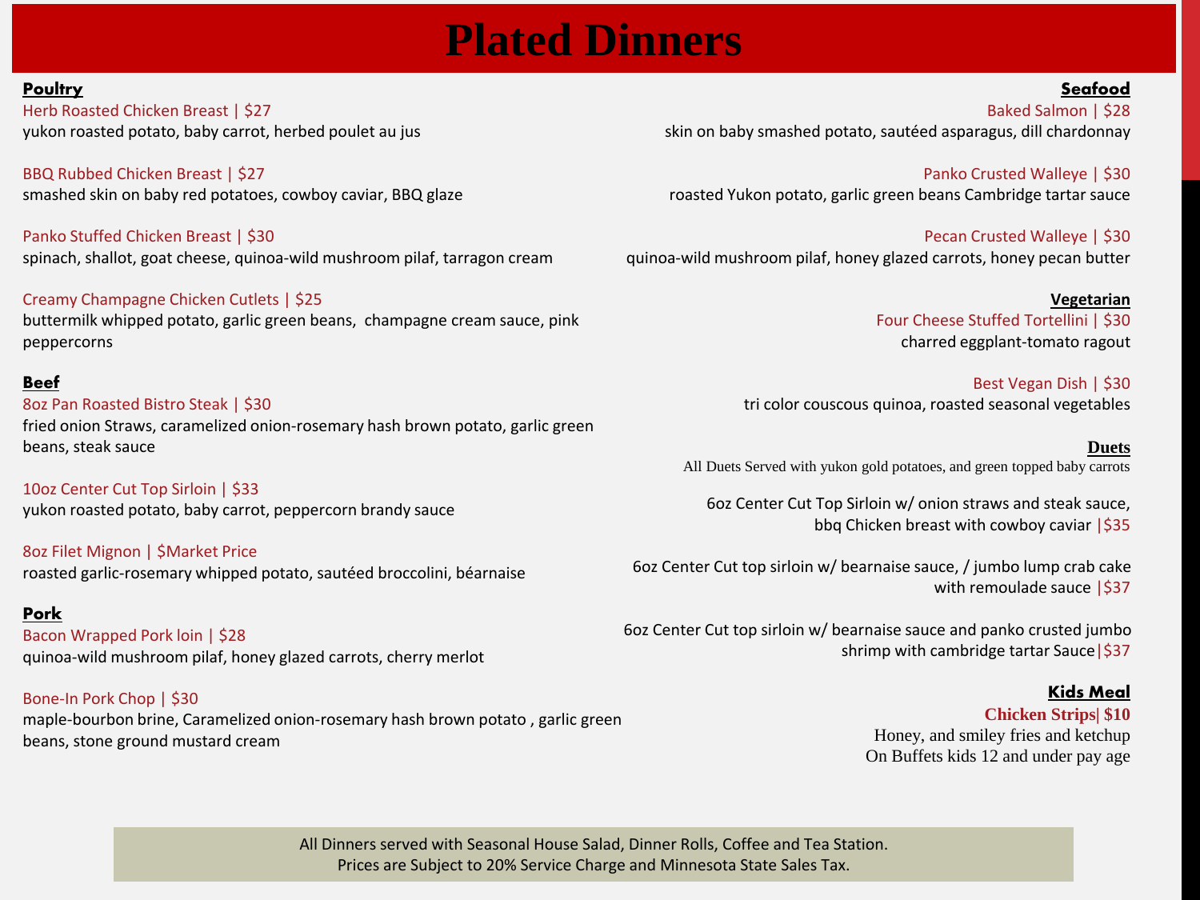# Plated Dinners

## Poultry

**Herb Roasted Chicken Breast | $27**
yukon roasted potato, baby carrot, herbed poulet au jus

**BBQ Rubbed Chicken Breast | $27**
smashed skin on baby red potatoes, cowboy caviar, BBQ glaze

**Panko Stuffed Chicken Breast | $30**
spinach, shallot, goat cheese, quinoa-wild mushroom pilaf, tarragon cream

**Creamy Champagne Chicken Cutlets | $25**
buttermilk whipped potato, garlic green beans, champagne cream sauce, pink peppercorns

## Beef

**8oz Pan Roasted Bistro Steak | $30**
fried onion Straws, caramelized onion-rosemary hash brown potato, garlic green beans, steak sauce

**10oz Center Cut Top Sirloin | $33**
yukon roasted potato, baby carrot, peppercorn brandy sauce

**8oz Filet Mignon | $Market Price**
roasted garlic-rosemary whipped potato, sautéed broccolini, béarnaise

## Pork

**Bacon Wrapped Pork loin | $28**
quinoa-wild mushroom pilaf, honey glazed carrots, cherry merlot

**Bone-In Pork Chop | $30**
maple-bourbon brine, Caramelized onion-rosemary hash brown potato , garlic green beans, stone ground mustard cream

## Seafood

**Baked Salmon | $28**
skin on baby smashed potato, sautéed asparagus, dill chardonnay

**Panko Crusted Walleye | $30**
roasted Yukon potato, garlic green beans Cambridge tartar sauce

**Pecan Crusted Walleye | $30**
quinoa-wild mushroom pilaf, honey glazed carrots, honey pecan butter

## Vegetarian

**Four Cheese Stuffed Tortellini | $30**
charred eggplant-tomato ragout

**Best Vegan Dish | $30**
tri color couscous quinoa, roasted seasonal vegetables

## Duets

All Duets Served with yukon gold potatoes, and green topped baby carrots

6oz Center Cut Top Sirloin w/ onion straws and steak sauce, bbq Chicken breast with cowboy caviar |$35

6oz Center Cut top sirloin w/ bearnaise sauce, / jumbo lump crab cake with remoulade sauce |$37

6oz Center Cut top sirloin w/ bearnaise sauce and panko crusted jumbo shrimp with cambridge tartar Sauce|$37

## Kids Meal

**Chicken Strips| $10**
Honey, and smiley fries and ketchup
On Buffets kids 12 and under pay age

All Dinners served with Seasonal House Salad, Dinner Rolls, Coffee and Tea Station.
Prices are Subject to 20% Service Charge and Minnesota State Sales Tax.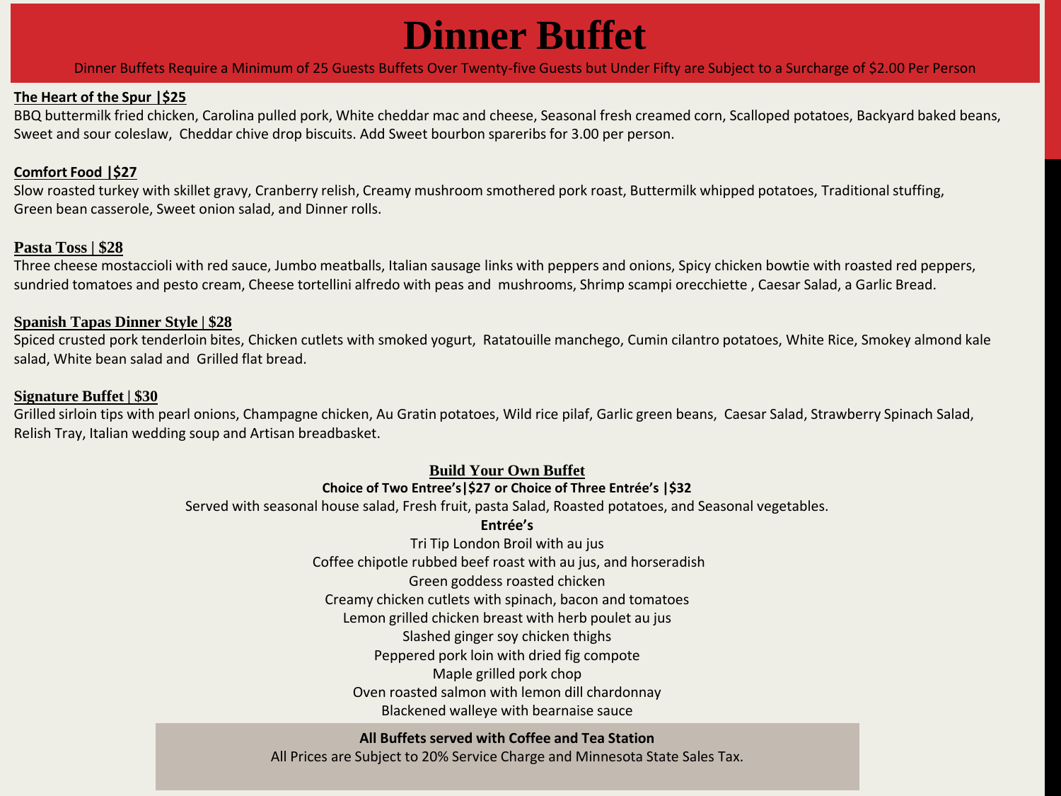# Dinner Buffet

Dinner Buffets Require a Minimum of 25 Guests Buffets Over Twenty-five Guests but Under Fifty are Subject to a Surcharge of $2.00 Per Person

**The Heart of the Spur |$25**

BBQ buttermilk fried chicken, Carolina pulled pork, White cheddar mac and cheese, Seasonal fresh creamed corn, Scalloped potatoes, Backyard baked beans, Sweet and sour coleslaw, Cheddar chive drop biscuits. Add Sweet bourbon spareribs for 3.00 per person.

**Comfort Food |$27**

Slow roasted turkey with skillet gravy, Cranberry relish, Creamy mushroom smothered pork roast, Buttermilk whipped potatoes, Traditional stuffing, Green bean casserole, Sweet onion salad, and Dinner rolls.

**Pasta Toss | $28**

Three cheese mostaccioli with red sauce, Jumbo meatballs, Italian sausage links with peppers and onions, Spicy chicken bowtie with roasted red peppers, sundried tomatoes and pesto cream, Cheese tortellini alfredo with peas and mushrooms, Shrimp scampi orecchiette , Caesar Salad, a Garlic Bread.

**Spanish Tapas Dinner Style | $28**

Spiced crusted pork tenderloin bites, Chicken cutlets with smoked yogurt, Ratatouille manchego, Cumin cilantro potatoes, White Rice, Smokey almond kale salad, White bean salad and Grilled flat bread.

**Signature Buffet | $30**

Grilled sirloin tips with pearl onions, Champagne chicken, Au Gratin potatoes, Wild rice pilaf, Garlic green beans, Caesar Salad, Strawberry Spinach Salad, Relish Tray, Italian wedding soup and Artisan breadbasket.

**Build Your Own Buffet**

**Choice of Two Entree's|$27 or Choice of Three Entrée's |$32**

Served with seasonal house salad, Fresh fruit, pasta Salad, Roasted potatoes, and Seasonal vegetables.

**Entrée's**

Tri Tip London Broil with au jus
Coffee chipotle rubbed beef roast with au jus, and horseradish
Green goddess roasted chicken
Creamy chicken cutlets with spinach, bacon and tomatoes
Lemon grilled chicken breast with herb poulet au jus
Slashed ginger soy chicken thighs
Peppered pork loin with dried fig compote
Maple grilled pork chop
Oven roasted salmon with lemon dill chardonnay
Blackened walleye with bearnaise sauce

**All Buffets served with Coffee and Tea Station**

All Prices are Subject to 20% Service Charge and Minnesota State Sales Tax.